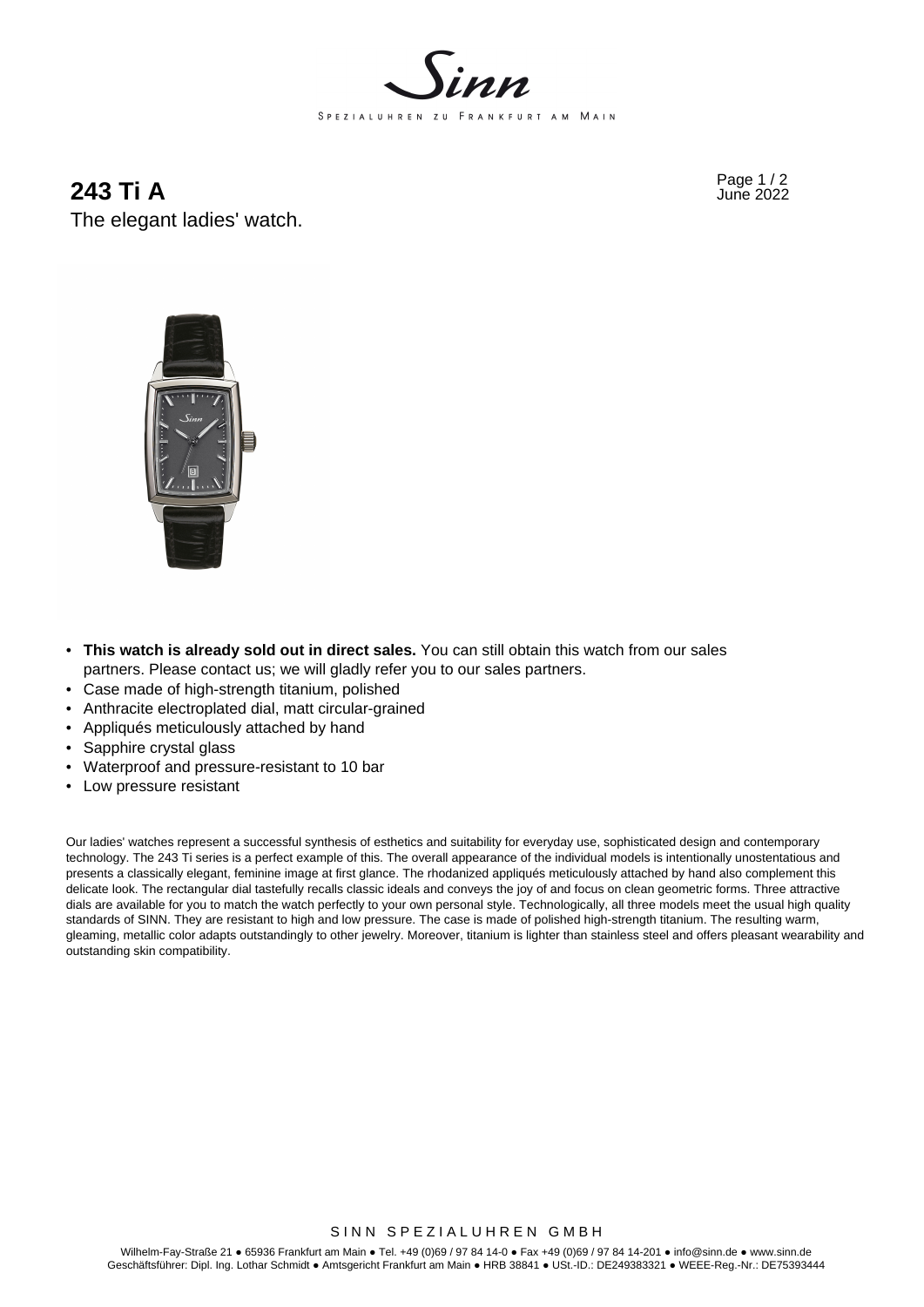# 243 Ti A

The elegant ladies' watch.

- **This watch is already sold out in direct sales.** You can still obtain this watch from our sales partners. Please contact us; we will gladly refer you to our sales partners.
- Case made of high-strength titanium, polished
- Anthracite electroplated dial, matt circular-grained
- Appliqués meticulously attached by hand
- Sapphire crystal glass
- Waterproof and pressure-resistant to 10 bar
- Low pressure resistant

Our ladies' watches represent a successful synthesis of esthetics and suitability for everyday use, sophisticated design and contemporary technology. The 243 Ti series is a perfect example of this. The overall appearance of the individual models is intentionally unostentatious and presents a classically elegant, feminine image at first glance. The rhodanized appliqués meticulously attached by hand also complement this delicate look. The rectangular dial tastefully recalls classic ideals and conveys the joy of and focus on clean geometric forms. Three attractive dials are available for you to match the watch perfectly to your own personal style. Technologically, all three models meet the usual high quality standards of SINN. They are resistant to high and low pressure. The case is made of polished high-strength titanium. The resulting warm, gleaming, metallic color adapts outstandingly to other jewelry. Moreover, titanium is lighter than stainless steel and offers pleasant wearability and outstanding skin compatibility.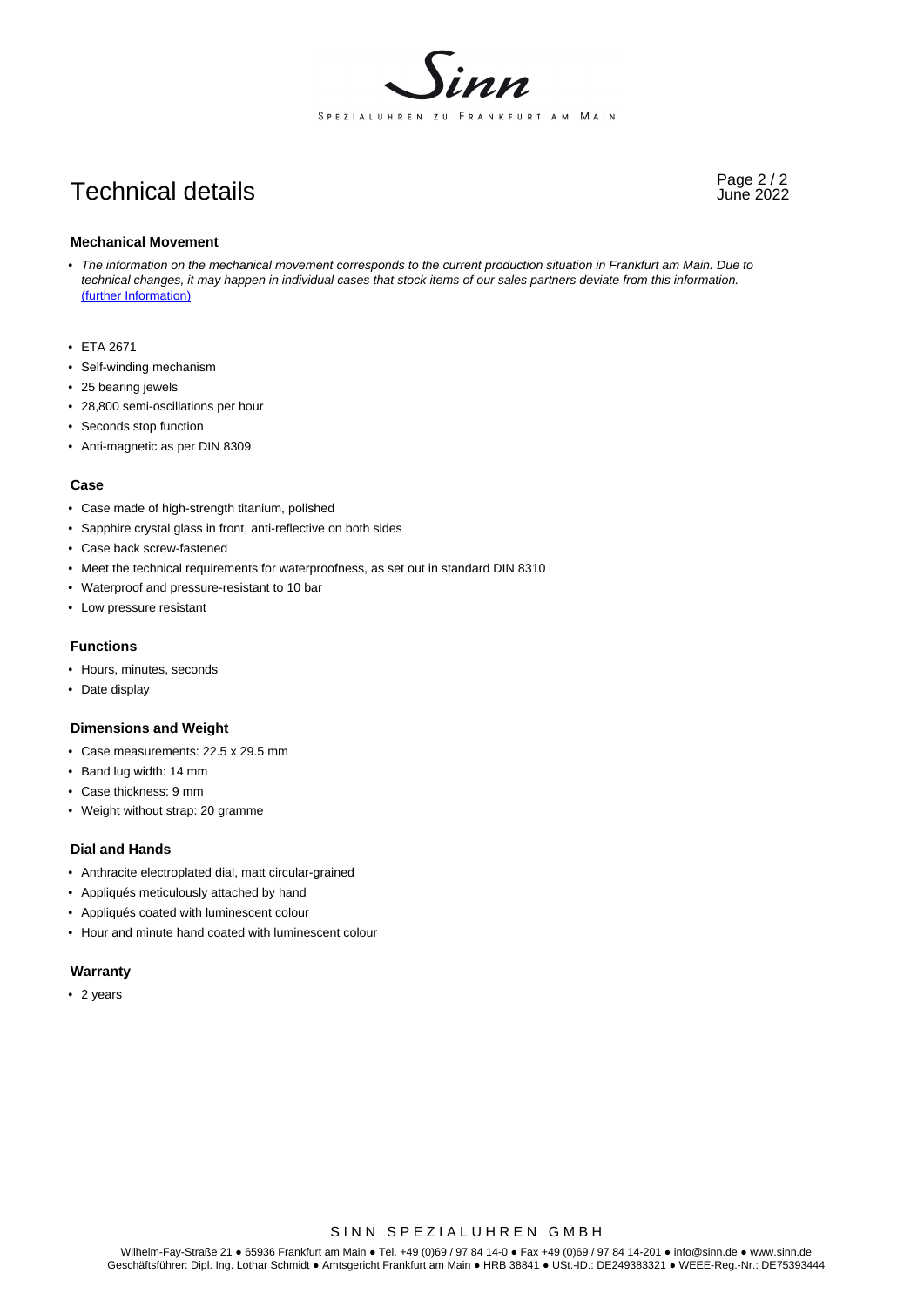# Technical details

June 2022

### Mechanical Movement

- *The information on the mechanical movement corresponds to the current production situation in Frankfurt am Main. Due to technical changes, it may happen in individual cases that stock items of our sales partners deviate from this information.* [(further Information)]

- ETA 2671
- Self-winding mechanism
- 25 bearing jewels
- 28,800 semi-oscillations per hour
- Seconds stop function
- Anti-magnetic as per DIN 8309

### Case

- Case made of high-strength titanium, polished
- Sapphire crystal glass in front, anti-reflective on both sides
- Case back screw-fastened
- Meet the technical requirements for waterproofness, as set out in standard DIN 8310
- Waterproof and pressure-resistant to 10 bar
- Low pressure resistant

### Functions

- Hours, minutes, seconds
- Date display

### Dimensions and Weight

- Case measurements: 22.5 x 29.5 mm
- Band lug width: 14 mm
- Case thickness: 9 mm
- Weight without strap: 20 gramme

### Dial and Hands

- Anthracite electroplated dial, matt circular-grained
- Appliqués meticulously attached by hand
- Appliqués coated with luminescent colour
- Hour and minute hand coated with luminescent colour

### Warranty

- 2 years